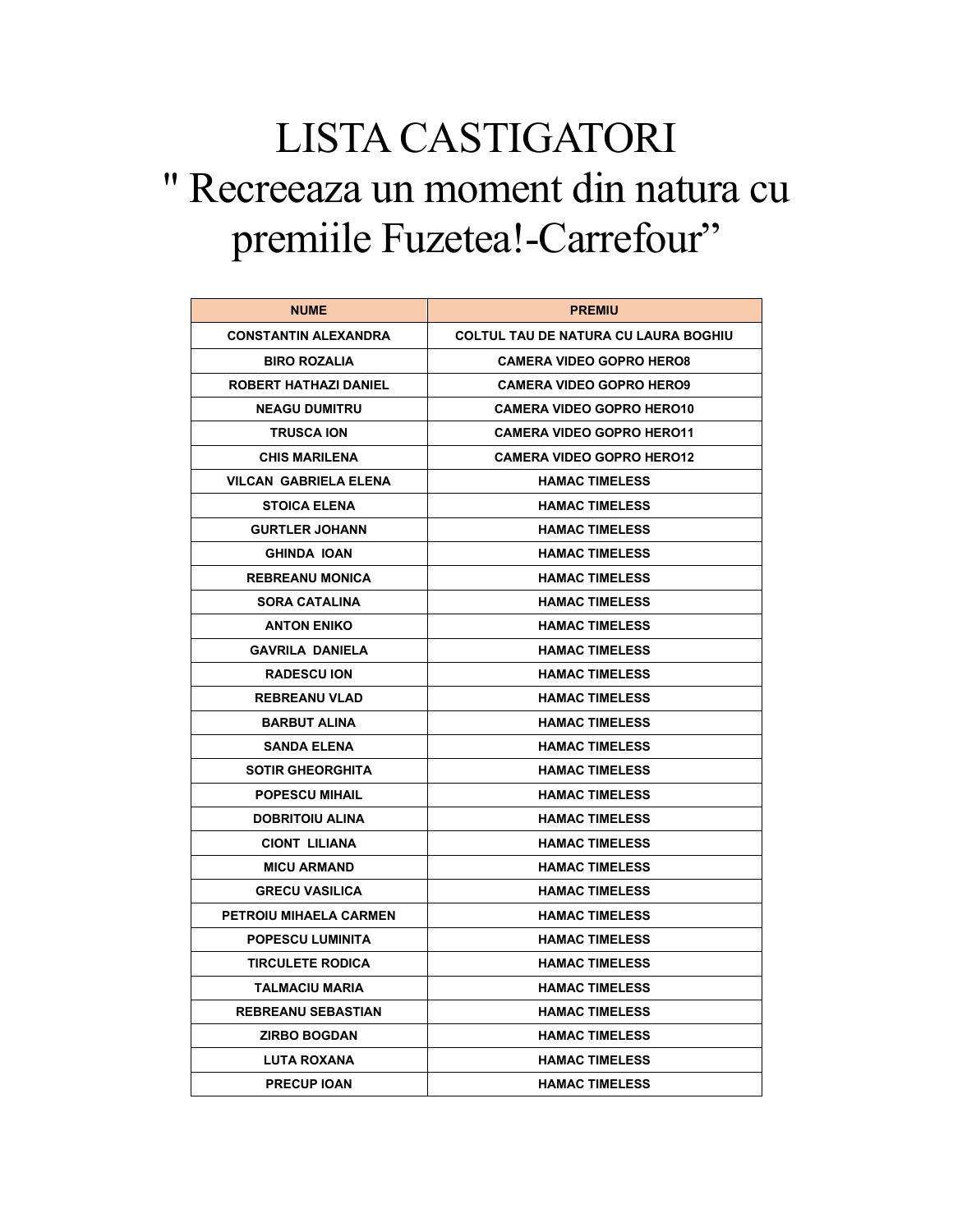# LISTA CASTIGATORI
# " Recreeaza un moment din natura cu premiile Fuzetea!-Carrefour"

| NUME | PREMIU |
| --- | --- |
| CONSTANTIN ALEXANDRA | COLTUL TAU DE NATURA CU LAURA BOGHIU |
| BIRO ROZALIA | CAMERA VIDEO GOPRO HERO8 |
| ROBERT HATHAZI DANIEL | CAMERA VIDEO GOPRO HERO9 |
| NEAGU DUMITRU | CAMERA VIDEO GOPRO HERO10 |
| TRUSCA ION | CAMERA VIDEO GOPRO HERO11 |
| CHIS MARILENA | CAMERA VIDEO GOPRO HERO12 |
| VILCAN GABRIELA ELENA | HAMAC TIMELESS |
| STOICA ELENA | HAMAC TIMELESS |
| GURTLER JOHANN | HAMAC TIMELESS |
| GHINDA IOAN | HAMAC TIMELESS |
| REBREANU MONICA | HAMAC TIMELESS |
| SORA CATALINA | HAMAC TIMELESS |
| ANTON ENIKO | HAMAC TIMELESS |
| GAVRILA DANIELA | HAMAC TIMELESS |
| RADESCU ION | HAMAC TIMELESS |
| REBREANU VLAD | HAMAC TIMELESS |
| BARBUT ALINA | HAMAC TIMELESS |
| SANDA ELENA | HAMAC TIMELESS |
| SOTIR GHEORGHITA | HAMAC TIMELESS |
| POPESCU MIHAIL | HAMAC TIMELESS |
| DOBRITOIU ALINA | HAMAC TIMELESS |
| CIONT LILIANA | HAMAC TIMELESS |
| MICU ARMAND | HAMAC TIMELESS |
| GRECU VASILICA | HAMAC TIMELESS |
| PETROIU MIHAELA CARMEN | HAMAC TIMELESS |
| POPESCU LUMINITA | HAMAC TIMELESS |
| TIRCULETE RODICA | HAMAC TIMELESS |
| TALMACIU MARIA | HAMAC TIMELESS |
| REBREANU SEBASTIAN | HAMAC TIMELESS |
| ZIRBO BOGDAN | HAMAC TIMELESS |
| LUTA ROXANA | HAMAC TIMELESS |
| PRECUP IOAN | HAMAC TIMELESS |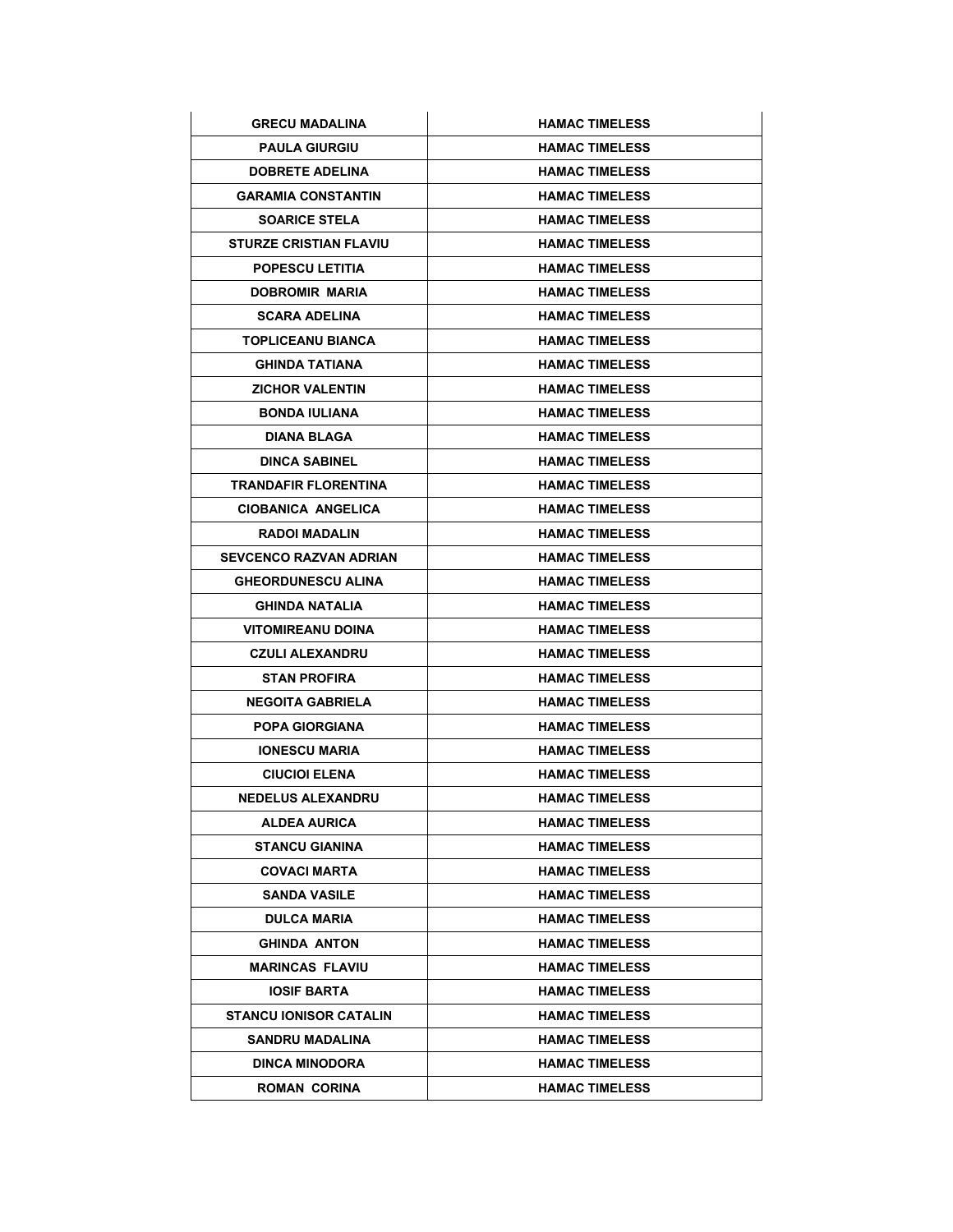| GRECU MADALINA | HAMAC TIMELESS |
|---|---|
| PAULA GIURGIU | HAMAC TIMELESS |
| DOBRETE ADELINA | HAMAC TIMELESS |
| GARAMIA CONSTANTIN | HAMAC TIMELESS |
| SOARICE STELA | HAMAC TIMELESS |
| STURZE CRISTIAN FLAVIU | HAMAC TIMELESS |
| POPESCU LETITIA | HAMAC TIMELESS |
| DOBROMIR MARIA | HAMAC TIMELESS |
| SCARA ADELINA | HAMAC TIMELESS |
| TOPLICEANU BIANCA | HAMAC TIMELESS |
| GHINDA TATIANA | HAMAC TIMELESS |
| ZICHOR VALENTIN | HAMAC TIMELESS |
| BONDA IULIANA | HAMAC TIMELESS |
| DIANA BLAGA | HAMAC TIMELESS |
| DINCA SABINEL | HAMAC TIMELESS |
| TRANDAFIR FLORENTINA | HAMAC TIMELESS |
| CIOBANICA ANGELICA | HAMAC TIMELESS |
| RADOI MADALIN | HAMAC TIMELESS |
| SEVCENCO RAZVAN ADRIAN | HAMAC TIMELESS |
| GHEORDUNESCU ALINA | HAMAC TIMELESS |
| GHINDA NATALIA | HAMAC TIMELESS |
| VITOMIREANU DOINA | HAMAC TIMELESS |
| CZULI ALEXANDRU | HAMAC TIMELESS |
| STAN PROFIRA | HAMAC TIMELESS |
| NEGOITA GABRIELA | HAMAC TIMELESS |
| POPA GIORGIANA | HAMAC TIMELESS |
| IONESCU MARIA | HAMAC TIMELESS |
| CIUCIOI ELENA | HAMAC TIMELESS |
| NEDELUS ALEXANDRU | HAMAC TIMELESS |
| ALDEA AURICA | HAMAC TIMELESS |
| STANCU GIANINA | HAMAC TIMELESS |
| COVACI MARTA | HAMAC TIMELESS |
| SANDA VASILE | HAMAC TIMELESS |
| DULCA MARIA | HAMAC TIMELESS |
| GHINDA ANTON | HAMAC TIMELESS |
| MARINCAS FLAVIU | HAMAC TIMELESS |
| IOSIF BARTA | HAMAC TIMELESS |
| STANCU IONISOR CATALIN | HAMAC TIMELESS |
| SANDRU MADALINA | HAMAC TIMELESS |
| DINCA MINODORA | HAMAC TIMELESS |
| ROMAN CORINA | HAMAC TIMELESS |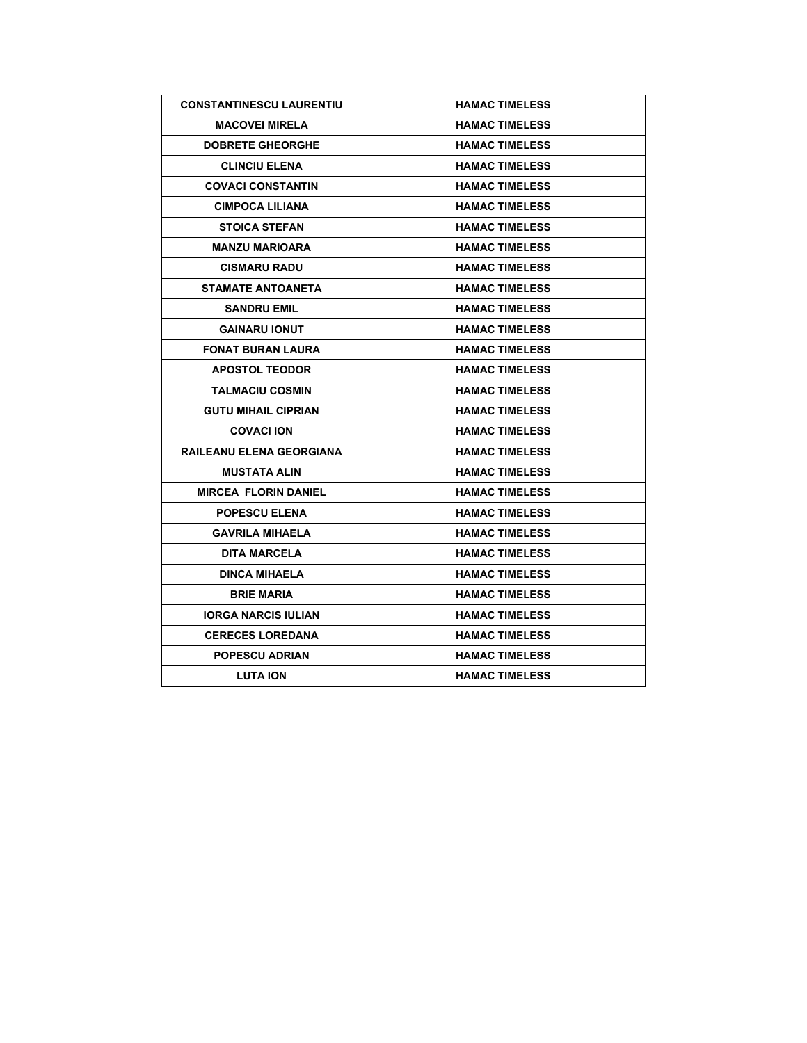| | |
|---|---|
| **CONSTANTINESCU LAURENTIU** | **HAMAC TIMELESS** |
| **MACOVEI MIRELA** | **HAMAC TIMELESS** |
| **DOBRETE GHEORGHE** | **HAMAC TIMELESS** |
| **CLINCIU ELENA** | **HAMAC TIMELESS** |
| **COVACI CONSTANTIN** | **HAMAC TIMELESS** |
| **CIMPOCA LILIANA** | **HAMAC TIMELESS** |
| **STOICA STEFAN** | **HAMAC TIMELESS** |
| **MANZU MARIOARA** | **HAMAC TIMELESS** |
| **CISMARU RADU** | **HAMAC TIMELESS** |
| **STAMATE ANTOANETA** | **HAMAC TIMELESS** |
| **SANDRU EMIL** | **HAMAC TIMELESS** |
| **GAINARU IONUT** | **HAMAC TIMELESS** |
| **FONAT BURAN LAURA** | **HAMAC TIMELESS** |
| **APOSTOL TEODOR** | **HAMAC TIMELESS** |
| **TALMACIU COSMIN** | **HAMAC TIMELESS** |
| **GUTU MIHAIL CIPRIAN** | **HAMAC TIMELESS** |
| **COVACI ION** | **HAMAC TIMELESS** |
| **RAILEANU ELENA GEORGIANA** | **HAMAC TIMELESS** |
| **MUSTATA ALIN** | **HAMAC TIMELESS** |
| **MIRCEA FLORIN DANIEL** | **HAMAC TIMELESS** |
| **POPESCU ELENA** | **HAMAC TIMELESS** |
| **GAVRILA MIHAELA** | **HAMAC TIMELESS** |
| **DITA MARCELA** | **HAMAC TIMELESS** |
| **DINCA MIHAELA** | **HAMAC TIMELESS** |
| **BRIE MARIA** | **HAMAC TIMELESS** |
| **IORGA NARCIS IULIAN** | **HAMAC TIMELESS** |
| **CERECES LOREDANA** | **HAMAC TIMELESS** |
| **POPESCU ADRIAN** | **HAMAC TIMELESS** |
| **LUTA ION** | **HAMAC TIMELESS** |